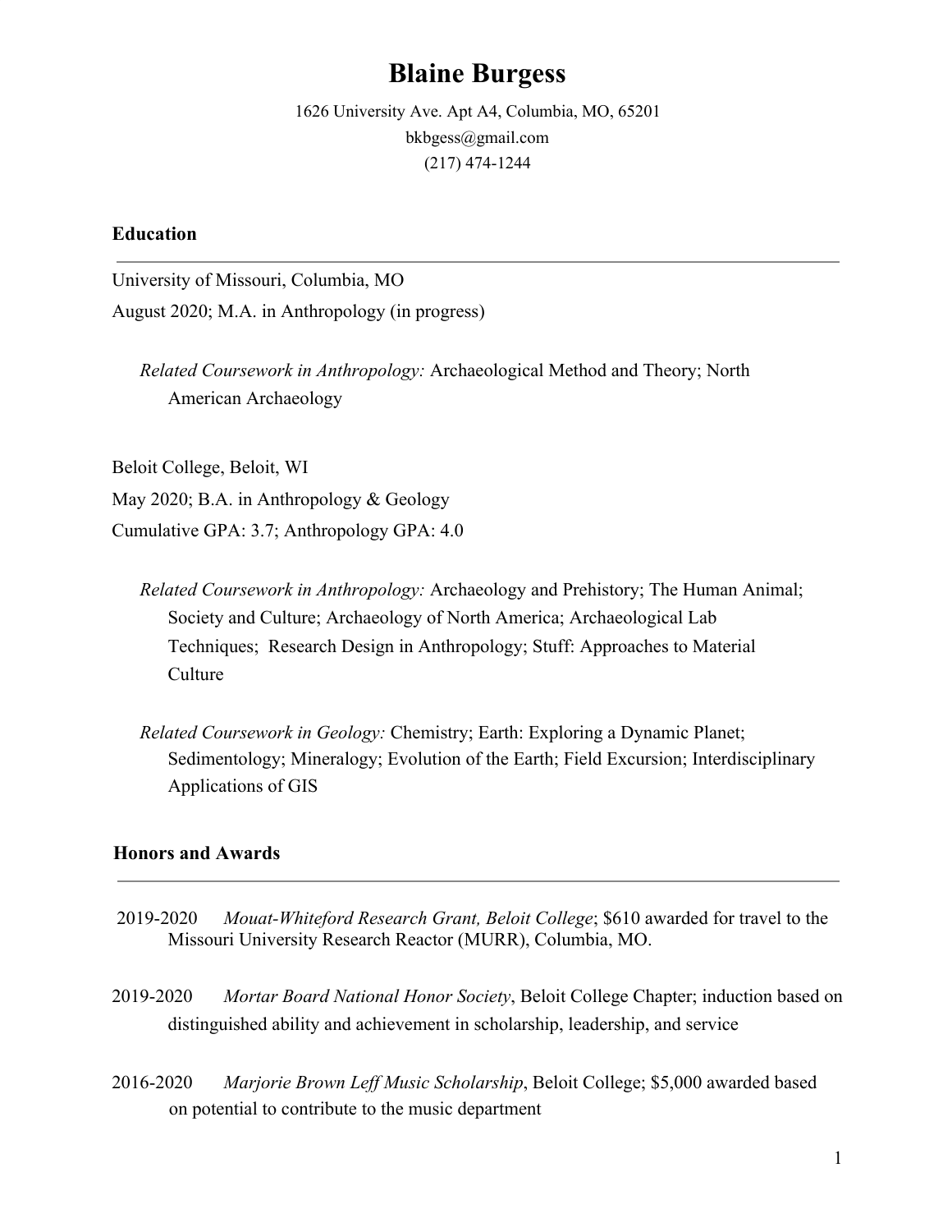# Blaine Burgess

1626 University Ave. Apt A4, Columbia, MO, 65201
bkbgess@gmail.com
(217) 474-1244

## Education

University of Missouri, Columbia, MO
August 2020; M.A. in Anthropology (in progress)

*Related Coursework in Anthropology:* Archaeological Method and Theory; North American Archaeology

Beloit College, Beloit, WI
May 2020; B.A. in Anthropology & Geology
Cumulative GPA: 3.7; Anthropology GPA: 4.0

*Related Coursework in Anthropology:* Archaeology and Prehistory; The Human Animal; Society and Culture; Archaeology of North America; Archaeological Lab Techniques; Research Design in Anthropology; Stuff: Approaches to Material Culture

*Related Coursework in Geology:* Chemistry; Earth: Exploring a Dynamic Planet; Sedimentology; Mineralogy; Evolution of the Earth; Field Excursion; Interdisciplinary Applications of GIS

## Honors and Awards

2019-2020 *Mouat-Whiteford Research Grant, Beloit College*; $610 awarded for travel to the Missouri University Research Reactor (MURR), Columbia, MO.

2019-2020 *Mortar Board National Honor Society*, Beloit College Chapter; induction based on distinguished ability and achievement in scholarship, leadership, and service

2016-2020 *Marjorie Brown Leff Music Scholarship*, Beloit College; $5,000 awarded based on potential to contribute to the music department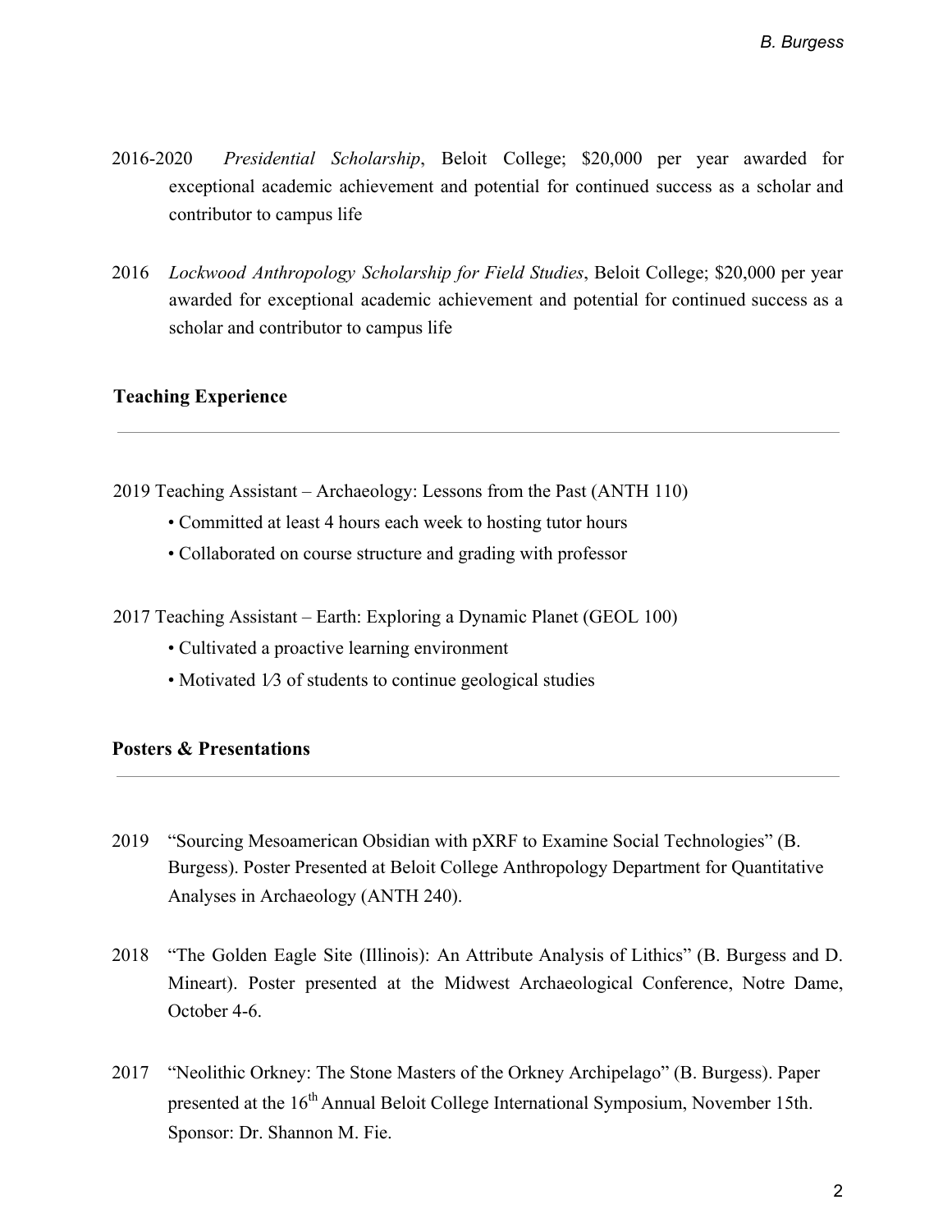2016-2020 *Presidential Scholarship*, Beloit College; $20,000 per year awarded for exceptional academic achievement and potential for continued success as a scholar and contributor to campus life

2016 *Lockwood Anthropology Scholarship for Field Studies*, Beloit College; $20,000 per year awarded for exceptional academic achievement and potential for continued success as a scholar and contributor to campus life

## Teaching Experience

2019 Teaching Assistant – Archaeology: Lessons from the Past (ANTH 110)

- Committed at least 4 hours each week to hosting tutor hours
- Collaborated on course structure and grading with professor

2017 Teaching Assistant – Earth: Exploring a Dynamic Planet (GEOL 100)

- Cultivated a proactive learning environment
- Motivated 1⁄3 of students to continue geological studies

## Posters & Presentations

2019 "Sourcing Mesoamerican Obsidian with pXRF to Examine Social Technologies" (B. Burgess). Poster Presented at Beloit College Anthropology Department for Quantitative Analyses in Archaeology (ANTH 240).

2018 "The Golden Eagle Site (Illinois): An Attribute Analysis of Lithics" (B. Burgess and D. Mineart). Poster presented at the Midwest Archaeological Conference, Notre Dame, October 4-6.

2017 "Neolithic Orkney: The Stone Masters of the Orkney Archipelago" (B. Burgess). Paper presented at the 16th Annual Beloit College International Symposium, November 15th. Sponsor: Dr. Shannon M. Fie.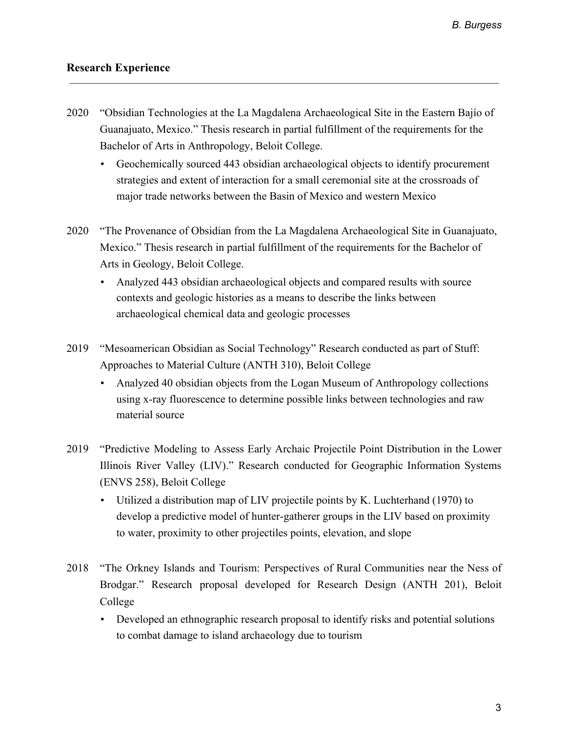## Research Experience

2020 "Obsidian Technologies at the La Magdalena Archaeological Site in the Eastern Bajío of Guanajuato, Mexico." Thesis research in partial fulfillment of the requirements for the Bachelor of Arts in Anthropology, Beloit College.

- Geochemically sourced 443 obsidian archaeological objects to identify procurement strategies and extent of interaction for a small ceremonial site at the crossroads of major trade networks between the Basin of Mexico and western Mexico

2020 "The Provenance of Obsidian from the La Magdalena Archaeological Site in Guanajuato, Mexico." Thesis research in partial fulfillment of the requirements for the Bachelor of Arts in Geology, Beloit College.

- Analyzed 443 obsidian archaeological objects and compared results with source contexts and geologic histories as a means to describe the links between archaeological chemical data and geologic processes

2019 "Mesoamerican Obsidian as Social Technology" Research conducted as part of Stuff: Approaches to Material Culture (ANTH 310), Beloit College

- Analyzed 40 obsidian objects from the Logan Museum of Anthropology collections using x-ray fluorescence to determine possible links between technologies and raw material source

2019 "Predictive Modeling to Assess Early Archaic Projectile Point Distribution in the Lower Illinois River Valley (LIV)." Research conducted for Geographic Information Systems (ENVS 258), Beloit College

- Utilized a distribution map of LIV projectile points by K. Luchterhand (1970) to develop a predictive model of hunter-gatherer groups in the LIV based on proximity to water, proximity to other projectiles points, elevation, and slope

2018 "The Orkney Islands and Tourism: Perspectives of Rural Communities near the Ness of Brodgar." Research proposal developed for Research Design (ANTH 201), Beloit College

- Developed an ethnographic research proposal to identify risks and potential solutions to combat damage to island archaeology due to tourism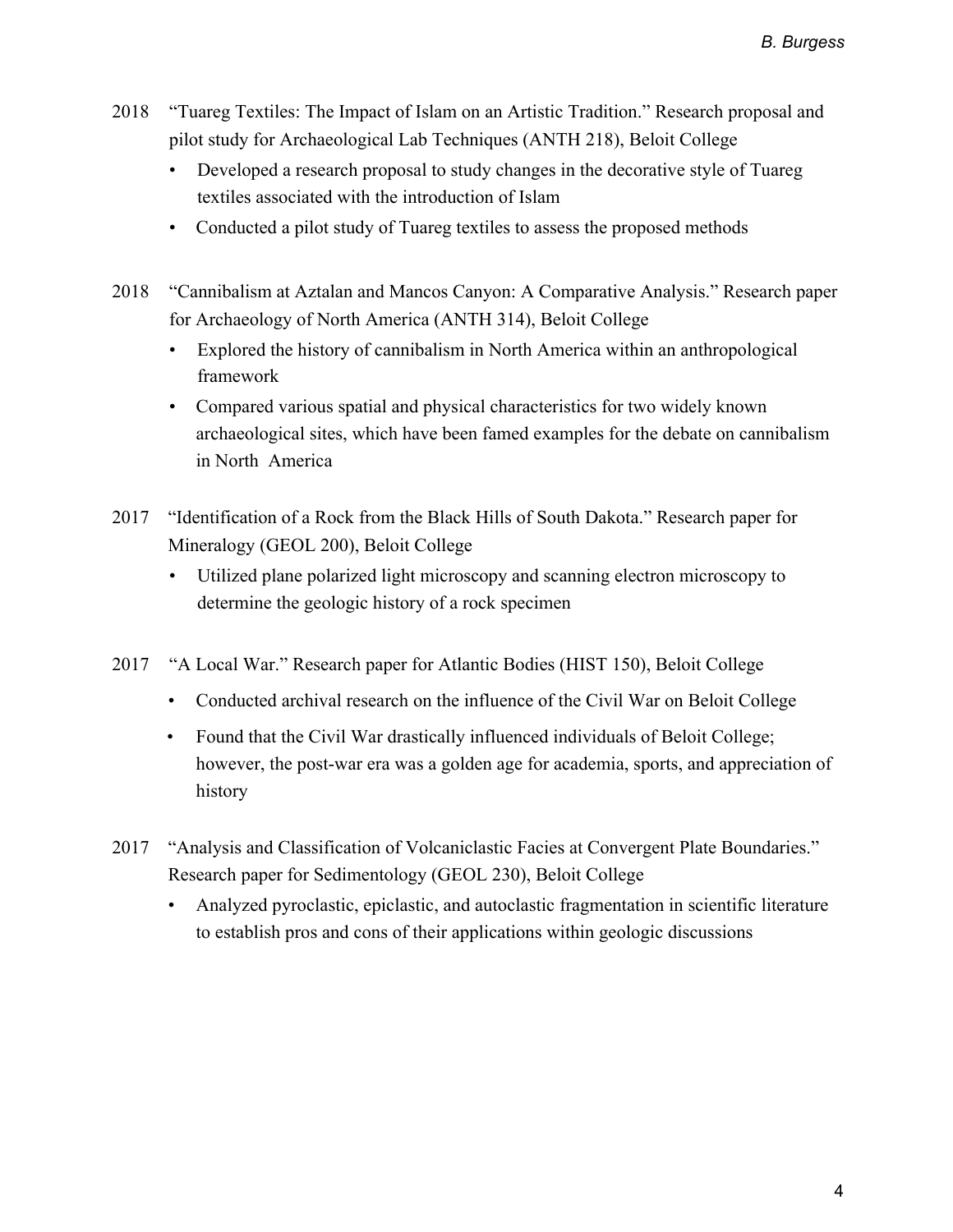2018 "Tuareg Textiles: The Impact of Islam on an Artistic Tradition." Research proposal and pilot study for Archaeological Lab Techniques (ANTH 218), Beloit College

- Developed a research proposal to study changes in the decorative style of Tuareg textiles associated with the introduction of Islam
- Conducted a pilot study of Tuareg textiles to assess the proposed methods

2018 "Cannibalism at Aztalan and Mancos Canyon: A Comparative Analysis." Research paper for Archaeology of North America (ANTH 314), Beloit College

- Explored the history of cannibalism in North America within an anthropological framework
- Compared various spatial and physical characteristics for two widely known archaeological sites, which have been famed examples for the debate on cannibalism in North America

2017 "Identification of a Rock from the Black Hills of South Dakota." Research paper for Mineralogy (GEOL 200), Beloit College

- Utilized plane polarized light microscopy and scanning electron microscopy to determine the geologic history of a rock specimen

2017 "A Local War." Research paper for Atlantic Bodies (HIST 150), Beloit College

- Conducted archival research on the influence of the Civil War on Beloit College
- Found that the Civil War drastically influenced individuals of Beloit College; however, the post-war era was a golden age for academia, sports, and appreciation of history

2017 "Analysis and Classification of Volcaniclastic Facies at Convergent Plate Boundaries." Research paper for Sedimentology (GEOL 230), Beloit College

- Analyzed pyroclastic, epiclastic, and autoclastic fragmentation in scientific literature to establish pros and cons of their applications within geologic discussions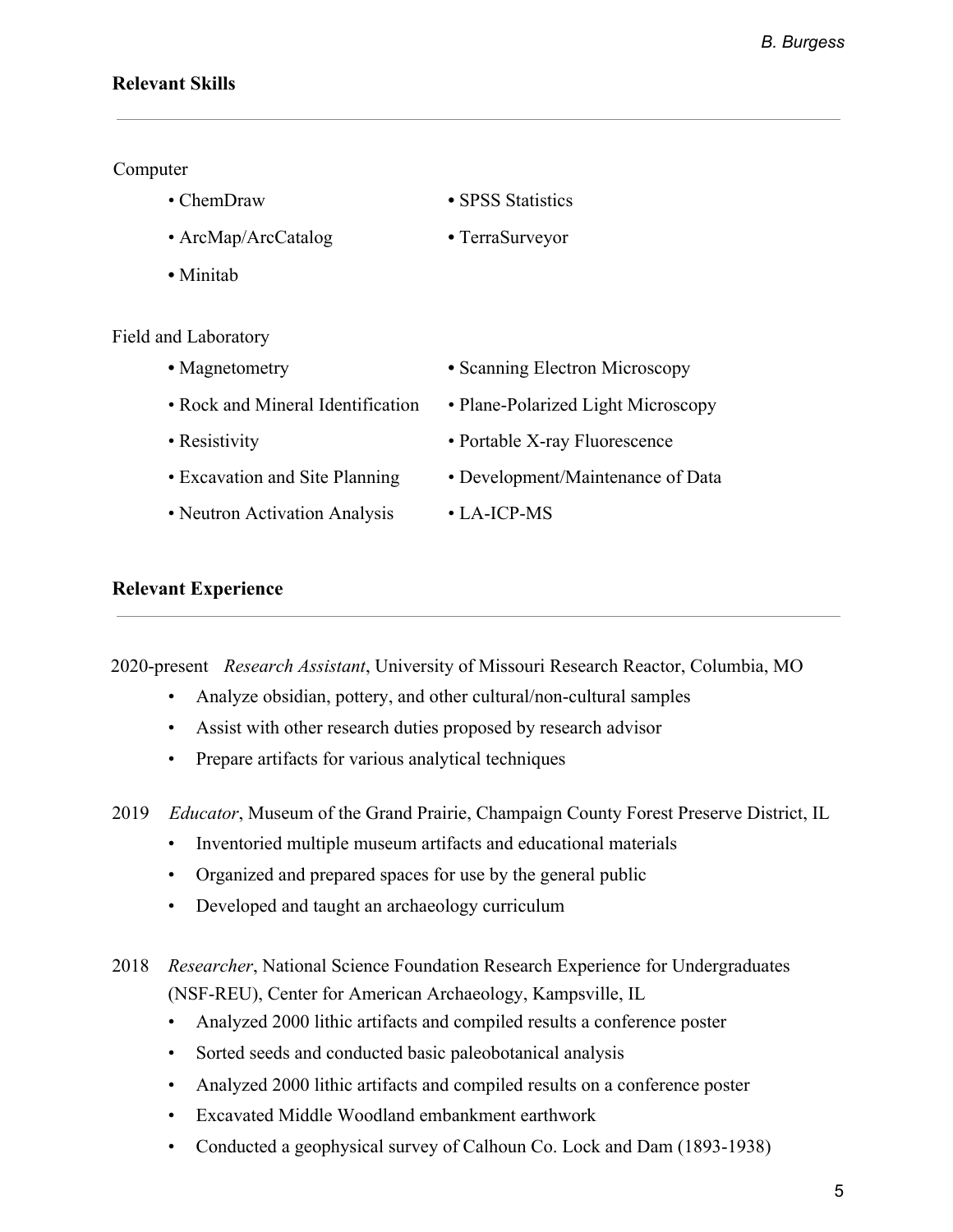## Relevant Skills

Computer

- ChemDraw
- SPSS Statistics
- ArcMap/ArcCatalog
- TerraSurveyor
- Minitab

Field and Laboratory

- Magnetometry
- Scanning Electron Microscopy
- Rock and Mineral Identification
- Plane-Polarized Light Microscopy
- Resistivity
- Portable X-ray Fluorescence
- Excavation and Site Planning
- Development/Maintenance of Data
- Neutron Activation Analysis
- LA-ICP-MS

## Relevant Experience

2020-present *Research Assistant*, University of Missouri Research Reactor, Columbia, MO

- Analyze obsidian, pottery, and other cultural/non-cultural samples
- Assist with other research duties proposed by research advisor
- Prepare artifacts for various analytical techniques

2019 *Educator*, Museum of the Grand Prairie, Champaign County Forest Preserve District, IL

- Inventoried multiple museum artifacts and educational materials
- Organized and prepared spaces for use by the general public
- Developed and taught an archaeology curriculum

2018 *Researcher*, National Science Foundation Research Experience for Undergraduates (NSF-REU), Center for American Archaeology, Kampsville, IL

- Analyzed 2000 lithic artifacts and compiled results a conference poster
- Sorted seeds and conducted basic paleobotanical analysis
- Analyzed 2000 lithic artifacts and compiled results on a conference poster
- Excavated Middle Woodland embankment earthwork
- Conducted a geophysical survey of Calhoun Co. Lock and Dam (1893-1938)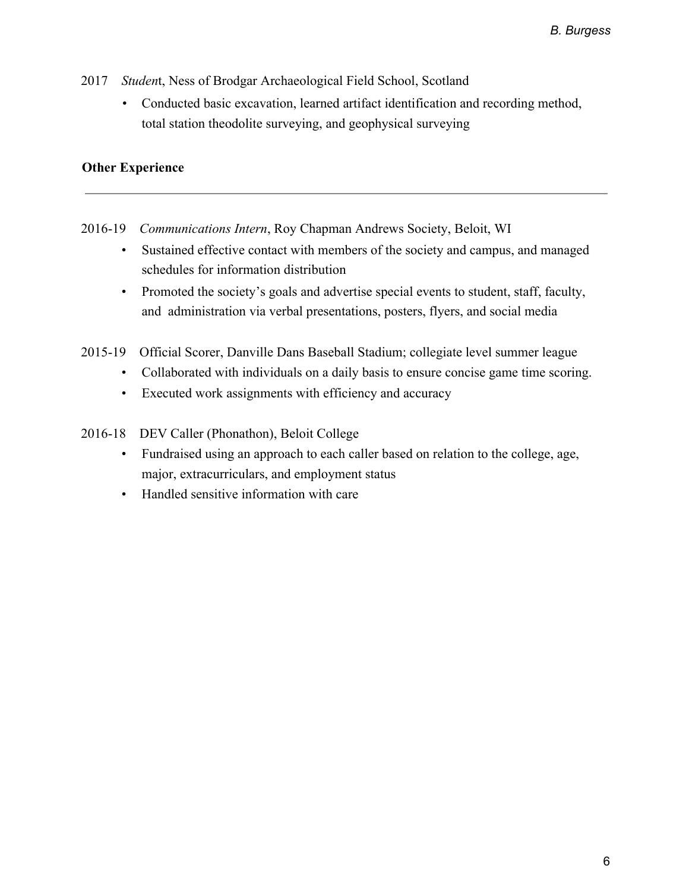2017 *Studen*t, Ness of Brodgar Archaeological Field School, Scotland

- Conducted basic excavation, learned artifact identification and recording method, total station theodolite surveying, and geophysical surveying

**Other Experience**

---

2016-19 *Communications Intern*, Roy Chapman Andrews Society, Beloit, WI

- Sustained effective contact with members of the society and campus, and managed schedules for information distribution
- Promoted the society's goals and advertise special events to student, staff, faculty, and administration via verbal presentations, posters, flyers, and social media

2015-19 Official Scorer, Danville Dans Baseball Stadium; collegiate level summer league

- Collaborated with individuals on a daily basis to ensure concise game time scoring.
- Executed work assignments with efficiency and accuracy

2016-18 DEV Caller (Phonathon), Beloit College

- Fundraised using an approach to each caller based on relation to the college, age, major, extracurriculars, and employment status
- Handled sensitive information with care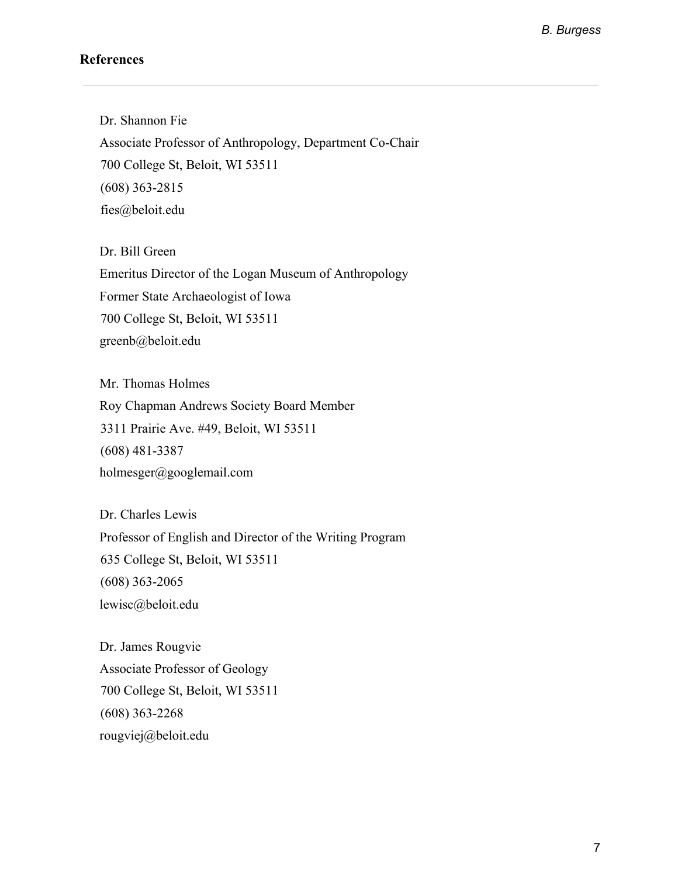## References

Dr. Shannon Fie
Associate Professor of Anthropology, Department Co-Chair
700 College St, Beloit, WI 53511
(608) 363-2815
fies@beloit.edu

Dr. Bill Green
Emeritus Director of the Logan Museum of Anthropology
Former State Archaeologist of Iowa
700 College St, Beloit, WI 53511
greenb@beloit.edu

Mr. Thomas Holmes
Roy Chapman Andrews Society Board Member
3311 Prairie Ave. #49, Beloit, WI 53511
(608) 481-3387
holmesger@googlemail.com

Dr. Charles Lewis
Professor of English and Director of the Writing Program
635 College St, Beloit, WI 53511
(608) 363-2065
lewisc@beloit.edu

Dr. James Rougvie
Associate Professor of Geology
700 College St, Beloit, WI 53511
(608) 363-2268
rougviej@beloit.edu